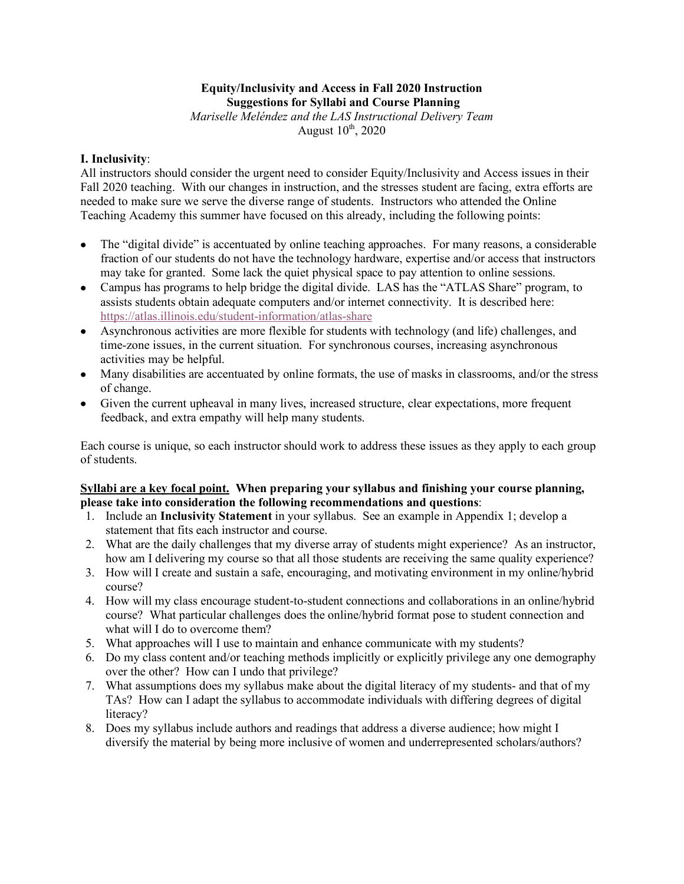**Equity/Inclusivity and Access in Fall 2020 Instruction**
**Suggestions for Syllabi and Course Planning**
*Mariselle Meléndez and the LAS Instructional Delivery Team*
August 10th, 2020

## I. Inclusivity:

All instructors should consider the urgent need to consider Equity/Inclusivity and Access issues in their Fall 2020 teaching. With our changes in instruction, and the stresses student are facing, extra efforts are needed to make sure we serve the diverse range of students. Instructors who attended the Online Teaching Academy this summer have focused on this already, including the following points:

- The "digital divide" is accentuated by online teaching approaches. For many reasons, a considerable fraction of our students do not have the technology hardware, expertise and/or access that instructors may take for granted. Some lack the quiet physical space to pay attention to online sessions.
- Campus has programs to help bridge the digital divide. LAS has the "ATLAS Share" program, to assists students obtain adequate computers and/or internet connectivity. It is described here: https://atlas.illinois.edu/student-information/atlas-share
- Asynchronous activities are more flexible for students with technology (and life) challenges, and time-zone issues, in the current situation. For synchronous courses, increasing asynchronous activities may be helpful.
- Many disabilities are accentuated by online formats, the use of masks in classrooms, and/or the stress of change.
- Given the current upheaval in many lives, increased structure, clear expectations, more frequent feedback, and extra empathy will help many students.

Each course is unique, so each instructor should work to address these issues as they apply to each group of students.

**Syllabi are a key focal point. When preparing your syllabus and finishing your course planning, please take into consideration the following recommendations and questions**:

1. Include an **Inclusivity Statement** in your syllabus. See an example in Appendix 1; develop a statement that fits each instructor and course.
2. What are the daily challenges that my diverse array of students might experience? As an instructor, how am I delivering my course so that all those students are receiving the same quality experience?
3. How will I create and sustain a safe, encouraging, and motivating environment in my online/hybrid course?
4. How will my class encourage student-to-student connections and collaborations in an online/hybrid course? What particular challenges does the online/hybrid format pose to student connection and what will I do to overcome them?
5. What approaches will I use to maintain and enhance communicate with my students?
6. Do my class content and/or teaching methods implicitly or explicitly privilege any one demography over the other? How can I undo that privilege?
7. What assumptions does my syllabus make about the digital literacy of my students- and that of my TAs? How can I adapt the syllabus to accommodate individuals with differing degrees of digital literacy?
8. Does my syllabus include authors and readings that address a diverse audience; how might I diversify the material by being more inclusive of women and underrepresented scholars/authors?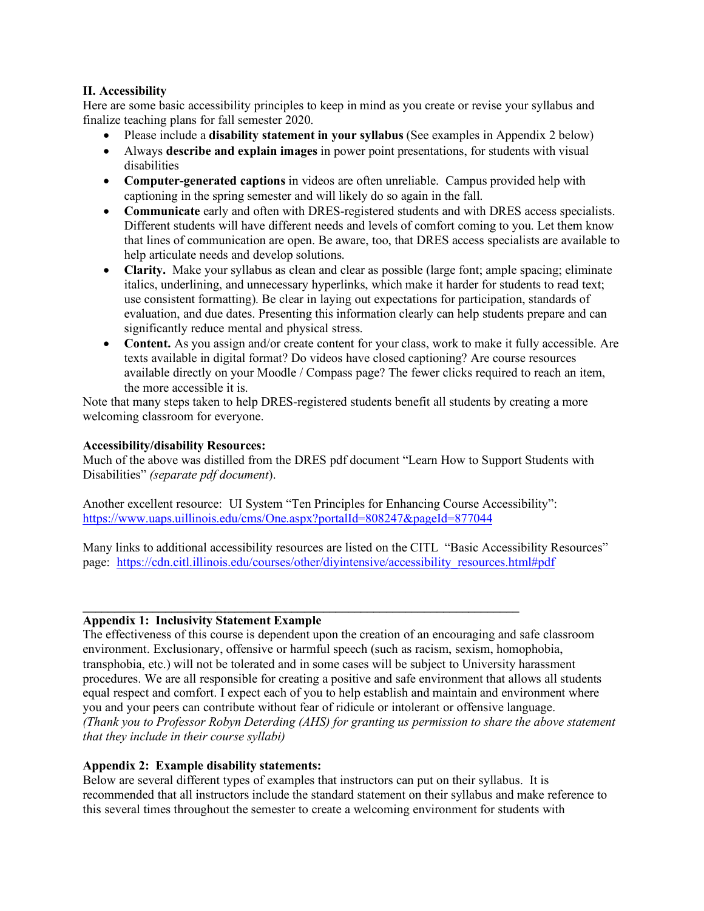### II. Accessibility

Here are some basic accessibility principles to keep in mind as you create or revise your syllabus and finalize teaching plans for fall semester 2020.

- Please include a **disability statement in your syllabus** (See examples in Appendix 2 below)
- Always **describe and explain images** in power point presentations, for students with visual disabilities
- **Computer-generated captions** in videos are often unreliable. Campus provided help with captioning in the spring semester and will likely do so again in the fall.
- **Communicate** early and often with DRES-registered students and with DRES access specialists. Different students will have different needs and levels of comfort coming to you. Let them know that lines of communication are open. Be aware, too, that DRES access specialists are available to help articulate needs and develop solutions.
- **Clarity.** Make your syllabus as clean and clear as possible (large font; ample spacing; eliminate italics, underlining, and unnecessary hyperlinks, which make it harder for students to read text; use consistent formatting). Be clear in laying out expectations for participation, standards of evaluation, and due dates. Presenting this information clearly can help students prepare and can significantly reduce mental and physical stress.
- **Content.** As you assign and/or create content for your class, work to make it fully accessible. Are texts available in digital format? Do videos have closed captioning? Are course resources available directly on your Moodle / Compass page? The fewer clicks required to reach an item, the more accessible it is.

Note that many steps taken to help DRES-registered students benefit all students by creating a more welcoming classroom for everyone.

**Accessibility/disability Resources:**

Much of the above was distilled from the DRES pdf document "Learn How to Support Students with Disabilities" *(separate pdf document)*.

Another excellent resource: UI System "Ten Principles for Enhancing Course Accessibility": https://www.uaps.uillinois.edu/cms/One.aspx?portalId=808247&pageId=877044

Many links to additional accessibility resources are listed on the CITL "Basic Accessibility Resources" page: https://cdn.citl.illinois.edu/courses/other/diyintensive/accessibility_resources.html#pdf

---

**Appendix 1: Inclusivity Statement Example**

The effectiveness of this course is dependent upon the creation of an encouraging and safe classroom environment. Exclusionary, offensive or harmful speech (such as racism, sexism, homophobia, transphobia, etc.) will not be tolerated and in some cases will be subject to University harassment procedures. We are all responsible for creating a positive and safe environment that allows all students equal respect and comfort. I expect each of you to help establish and maintain and environment where you and your peers can contribute without fear of ridicule or intolerant or offensive language.
*(Thank you to Professor Robyn Deterding (AHS) for granting us permission to share the above statement that they include in their course syllabi)*

**Appendix 2: Example disability statements:**

Below are several different types of examples that instructors can put on their syllabus. It is recommended that all instructors include the standard statement on their syllabus and make reference to this several times throughout the semester to create a welcoming environment for students with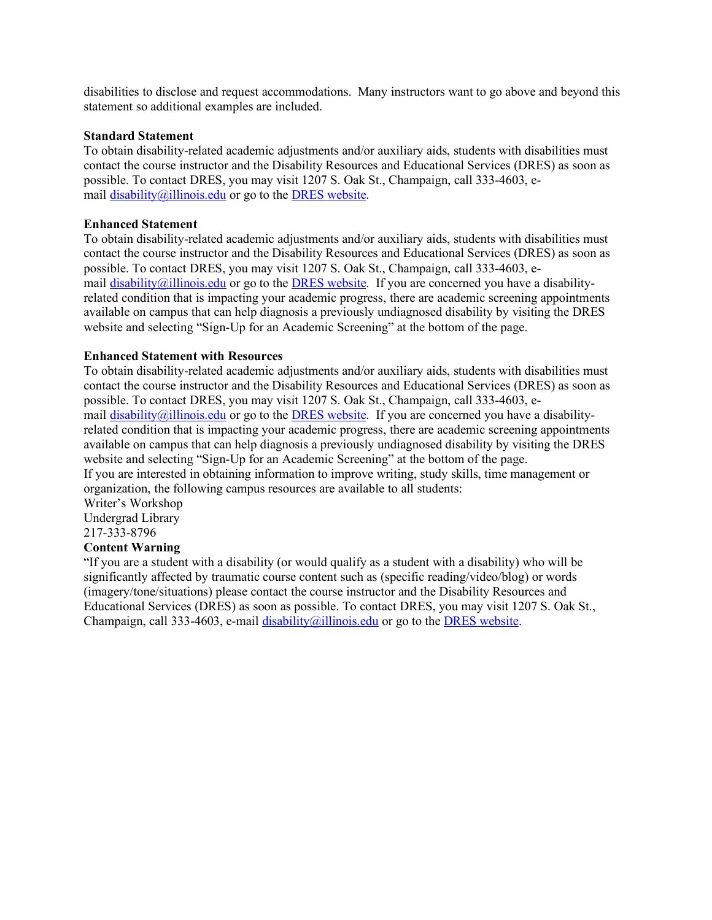disabilities to disclose and request accommodations. Many instructors want to go above and beyond this statement so additional examples are included.

**Standard Statement**
To obtain disability-related academic adjustments and/or auxiliary aids, students with disabilities must contact the course instructor and the Disability Resources and Educational Services (DRES) as soon as possible. To contact DRES, you may visit 1207 S. Oak St., Champaign, call 333-4603, e-mail [disability@illinois.edu](mailto:disability@illinois.edu) or go to the [DRES website](#).

**Enhanced Statement**
To obtain disability-related academic adjustments and/or auxiliary aids, students with disabilities must contact the course instructor and the Disability Resources and Educational Services (DRES) as soon as possible. To contact DRES, you may visit 1207 S. Oak St., Champaign, call 333-4603, e-mail [disability@illinois.edu](mailto:disability@illinois.edu) or go to the [DRES website](#). If you are concerned you have a disability-related condition that is impacting your academic progress, there are academic screening appointments available on campus that can help diagnosis a previously undiagnosed disability by visiting the DRES website and selecting "Sign-Up for an Academic Screening" at the bottom of the page.

**Enhanced Statement with Resources**
To obtain disability-related academic adjustments and/or auxiliary aids, students with disabilities must contact the course instructor and the Disability Resources and Educational Services (DRES) as soon as possible. To contact DRES, you may visit 1207 S. Oak St., Champaign, call 333-4603, e-mail [disability@illinois.edu](mailto:disability@illinois.edu) or go to the [DRES website](#). If you are concerned you have a disability-related condition that is impacting your academic progress, there are academic screening appointments available on campus that can help diagnosis a previously undiagnosed disability by visiting the DRES website and selecting "Sign-Up for an Academic Screening" at the bottom of the page.
If you are interested in obtaining information to improve writing, study skills, time management or organization, the following campus resources are available to all students:
Writer's Workshop
Undergrad Library
217-333-8796

**Content Warning**
"If you are a student with a disability (or would qualify as a student with a disability) who will be significantly affected by traumatic course content such as (specific reading/video/blog) or words (imagery/tone/situations) please contact the course instructor and the Disability Resources and Educational Services (DRES) as soon as possible. To contact DRES, you may visit 1207 S. Oak St., Champaign, call 333-4603, e-mail [disability@illinois.edu](mailto:disability@illinois.edu) or go to the [DRES website](#).